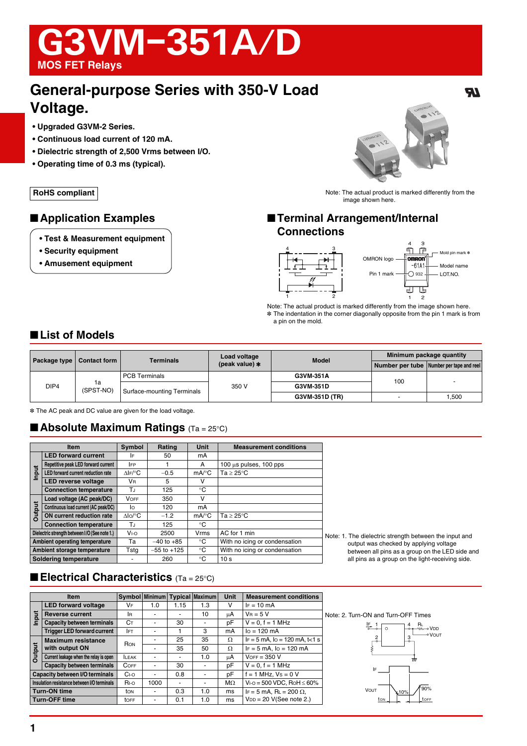# G3VM-351A/D

## MOS FET Relays

## General-purpose Series with 350-V Load Voltage.

- Upgraded G3VM-2 Series.
- Continuous load current of 120 mA.
- Dielectric strength of 2,500 Vrms between I/O.
- Operating time of 0.3 ms (typical).

RoHS compliant

Note: The actual product is marked differently from the image shown here.

## ■ Application Examples

- Test & Measurement equipment
- Security equipment
- Amusement equipment

## ■ Terminal Arrangement/Internal Connections

OMRON logo — Mold pin mark ✽ — Model name — Pin 1 mark — LOT.NO.

Note: The actual product is marked differently from the image shown here.
✽ The indentation in the corner diagonally opposite from the pin 1 mark is from a pin on the mold.

## ■ List of Models

| Package type | Contact form | Terminals | Load voltage (peak value) ✽ | Model | Minimum package quantity | |
|---|---|---|---|---|---|---|
| | | | | | Number per tube | Number per tape and reel |
| DIP4 | 1a (SPST-NO) | PCB Terminals | 350 V | G3VM-351A | 100 | - |
| | | Surface-mounting Terminals | | G3VM-351D | | |
| | | | | G3VM-351D (TR) | - | 1,500 |

✽ The AC peak and DC value are given for the load voltage.

## ■ Absolute Maximum Ratings (Ta = 25°C)

| | Item | Symbol | Rating | Unit | Measurement conditions |
|---|---|---|---|---|---|
| Input | LED forward current | $I_F$ | 50 | mA | |
| | Repetitive peak LED forward current | $I_{FP}$ | 1 | A | 100 µs pulses, 100 pps |
| | LED forward current reduction rate | $\Delta I_F$/°C | −0.5 | mA/°C | Ta ≥ 25°C |
| | LED reverse voltage | $V_R$ | 5 | V | |
| | Connection temperature | $T_J$ | 125 | °C | |
| Output | Load voltage (AC peak/DC) | $V_{OFF}$ | 350 | V | |
| | Continuous load current (AC peak/DC) | $I_O$ | 120 | mA | |
| | ON current reduction rate | $\Delta I_O$/°C | −1.2 | mA/°C | Ta ≥ 25°C |
| | Connection temperature | $T_J$ | 125 | °C | |
| Dielectric strength between I/O (See note 1.) | | $V_{I-O}$ | 2500 | Vrms | AC for 1 min |
| Ambient operating temperature | | Ta | −40 to +85 | °C | With no icing or condensation |
| Ambient storage temperature | | Tstg | −55 to +125 | °C | With no icing or condensation |
| Soldering temperature | | - | 260 | °C | 10 s |

Note: 1. The dielectric strength between the input and output was checked by applying voltage between all pins as a group on the LED side and all pins as a group on the light-receiving side.

## ■ Electrical Characteristics (Ta = 25°C)

| | Item | Symbol | Minimum | Typical | Maximum | Unit | Measurement conditions |
|---|---|---|---|---|---|---|---|
| Input | LED forward voltage | $V_F$ | 1.0 | 1.15 | 1.3 | V | $I_F$ = 10 mA |
| | Reverse current | $I_R$ | - | - | 10 | µA | $V_R$ = 5 V |
| | Capacity between terminals | $C_T$ | - | 30 | - | pF | V = 0, f = 1 MHz |
| | Trigger LED forward current | $I_{FT}$ | - | 1 | 3 | mA | $I_O$ = 120 mA |
| Output | Maximum resistance with output ON | $R_{ON}$ | - | 25 | 35 | Ω | $I_F$ = 5 mA, $I_O$ = 120 mA, t<1 s |
| | | | - | 35 | 50 | Ω | $I_F$ = 5 mA, $I_O$ = 120 mA |
| | Current leakage when the relay is open | $I_{LEAK}$ | - | - | 1.0 | µA | $V_{OFF}$ = 350 V |
| | Capacity between terminals | $C_{OFF}$ | - | 30 | - | pF | V = 0, f = 1 MHz |
| Capacity between I/O terminals | | $C_{I-O}$ | - | 0.8 | - | pF | f = 1 MHz, Vs = 0 V |
| Insulation resistance between I/O terminals | | $R_{I-O}$ | 1000 | - | - | MΩ | $V_{I-O}$ = 500 VDC, RoH ≤ 60% |
| Turn-ON time | | tON | - | 0.3 | 1.0 | ms | $I_F$ = 5 mA, $R_L$ = 200 Ω, |
| Turn-OFF time | | tOFF | - | 0.1 | 1.0 | ms | $V_{DD}$ = 20 V(See note 2.) |

Note: 2. Turn-ON and Turn-OFF Times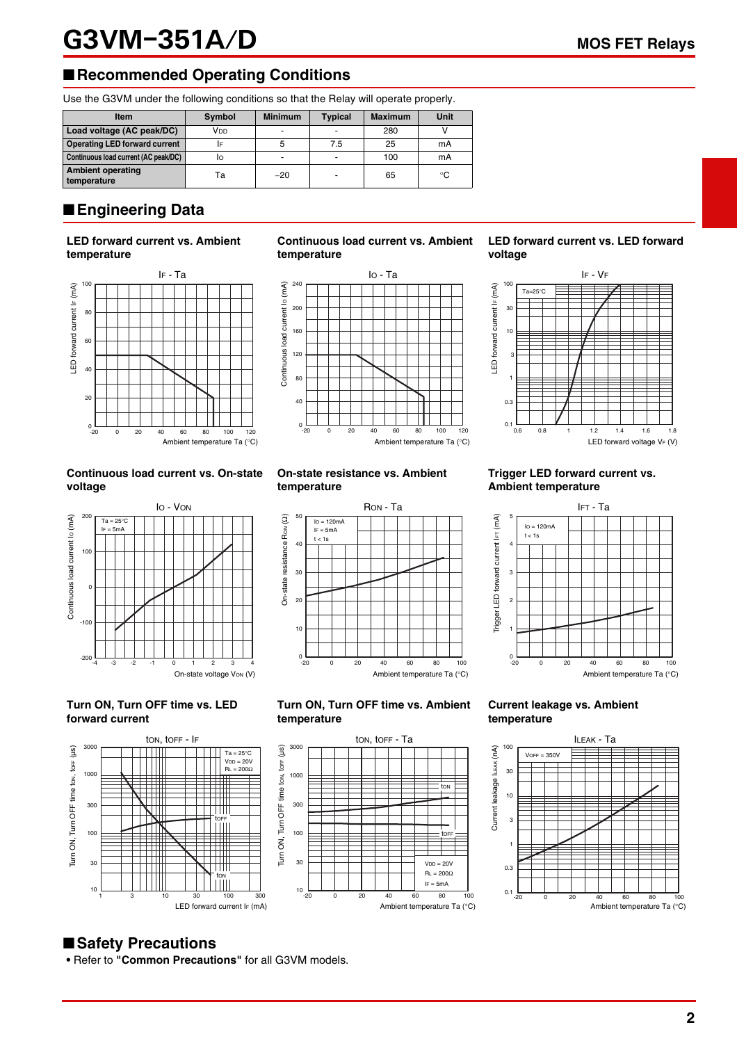# G3VM-351A/D

## ■ Recommended Operating Conditions

Use the G3VM under the following conditions so that the Relay will operate properly.

| Item | Symbol | Minimum | Typical | Maximum | Unit |
|---|---|---|---|---|---|
| Load voltage (AC peak/DC) | $V_{DD}$ | - | - | 280 | V |
| Operating LED forward current | $I_F$ | 5 | 7.5 | 25 | mA |
| Continuous load current (AC peak/DC) | $I_O$ | - | - | 100 | mA |
| Ambient operating temperature | Ta | −20 | - | 65 | °C |

## ■ Engineering Data

**LED forward current vs. Ambient temperature**

**Continuous load current vs. Ambient temperature**

**LED forward current vs. LED forward voltage**

**Continuous load current vs. On-state voltage**

**On-state resistance vs. Ambient temperature**

**Trigger LED forward current vs. Ambient temperature**

**Turn ON, Turn OFF time vs. LED forward current**

**Turn ON, Turn OFF time vs. Ambient temperature**

**Current leakage vs. Ambient temperature**

## ■ Safety Precautions

• Refer to **"Common Precautions"** for all G3VM models.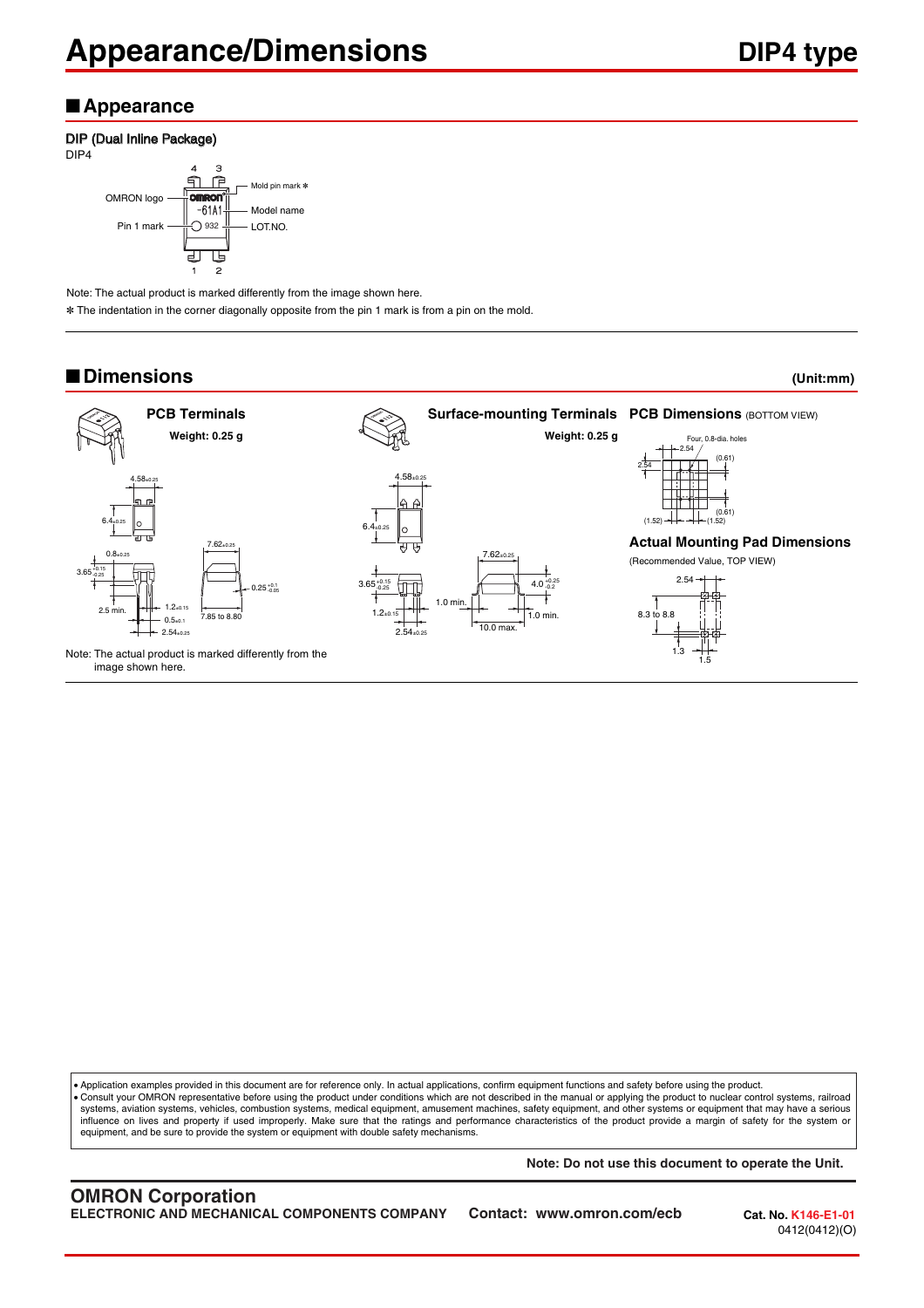# Appearance/Dimensions

DIP4 type

## ■ Appearance

**DIP (Dual Inline Package)**

DIP4

4 3

OMRON logo

Mold pin mark ✻

-61A1

Model name

Pin 1 mark

932

LOT.NO.

1 2

Note: The actual product is marked differently from the image shown here.

✻ The indentation in the corner diagonally opposite from the pin 1 mark is from a pin on the mold.

## ■ Dimensions

**(Unit:mm)**

### PCB Terminals

**Weight: 0.25 g**

4.58±0.25

6.4±0.25

7.62±0.25

0.8±0.25

$3.65^{+0.15}_{-0.25}$

$0.25^{+0.1}_{-0.05}$

2.5 min.

1.2±0.15

0.5±0.1

2.54±0.25

7.85 to 8.80

Note: The actual product is marked differently from the image shown here.

### Surface-mounting Terminals

**Weight: 0.25 g**

4.58±0.25

6.4±0.25

7.62±0.25

$3.65^{+0.15}_{-0.25}$

$4.0^{+0.25}_{-0.2}$

1.0 min.

1.2±0.15

1.0 min.

2.54±0.25

10.0 max.

### PCB Dimensions (BOTTOM VIEW)

Four, 0.8-dia. holes

2.54

2.54

(0.61)

(0.61)

(1.52)

(1.52)

### Actual Mounting Pad Dimensions

(Recommended Value, TOP VIEW)

2.54

8.3 to 8.8

1.3

1.5

- Application examples provided in this document are for reference only. In actual applications, confirm equipment functions and safety before using the product.
- Consult your OMRON representative before using the product under conditions which are not described in the manual or applying the product to nuclear control systems, railroad systems, aviation systems, vehicles, combustion systems, medical equipment, amusement machines, safety equipment, and other systems or equipment that may have a serious influence on lives and property if used improperly. Make sure that the ratings and performance characteristics of the product provide a margin of safety for the system or equipment, and be sure to provide the system or equipment with double safety mechanisms.

**Note: Do not use this document to operate the Unit.**

**OMRON Corporation**

**ELECTRONIC AND MECHANICAL COMPONENTS COMPANY**

**Contact: www.omron.com/ecb**

**Cat. No. K146-E1-01**

0412(0412)(O)